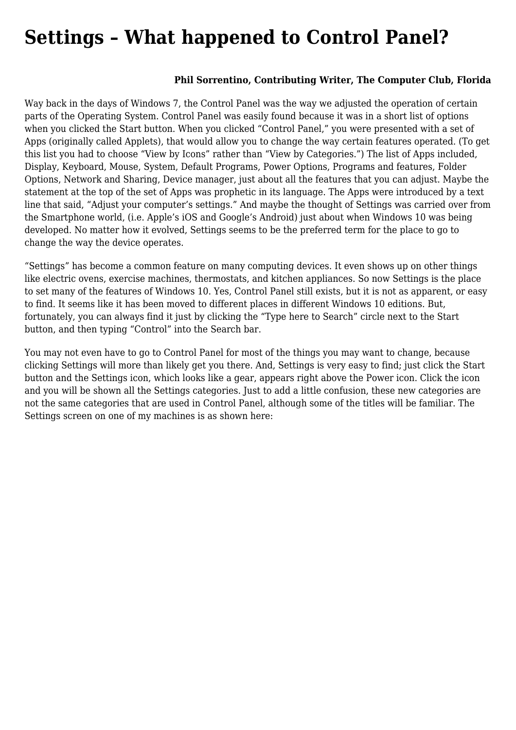# Settings – What happened to Control Panel?

**Phil Sorrentino, Contributing Writer, The Computer Club, Florida**

Way back in the days of Windows 7, the Control Panel was the way we adjusted the operation of certain parts of the Operating System. Control Panel was easily found because it was in a short list of options when you clicked the Start button. When you clicked "Control Panel," you were presented with a set of Apps (originally called Applets), that would allow you to change the way certain features operated. (To get this list you had to choose "View by Icons" rather than "View by Categories.") The list of Apps included, Display, Keyboard, Mouse, System, Default Programs, Power Options, Programs and features, Folder Options, Network and Sharing, Device manager, just about all the features that you can adjust. Maybe the statement at the top of the set of Apps was prophetic in its language. The Apps were introduced by a text line that said, "Adjust your computer's settings." And maybe the thought of Settings was carried over from the Smartphone world, (i.e. Apple's iOS and Google's Android) just about when Windows 10 was being developed. No matter how it evolved, Settings seems to be the preferred term for the place to go to change the way the device operates.

"Settings" has become a common feature on many computing devices. It even shows up on other things like electric ovens, exercise machines, thermostats, and kitchen appliances. So now Settings is the place to set many of the features of Windows 10. Yes, Control Panel still exists, but it is not as apparent, or easy to find. It seems like it has been moved to different places in different Windows 10 editions. But, fortunately, you can always find it just by clicking the "Type here to Search" circle next to the Start button, and then typing "Control" into the Search bar.

You may not even have to go to Control Panel for most of the things you may want to change, because clicking Settings will more than likely get you there. And, Settings is very easy to find; just click the Start button and the Settings icon, which looks like a gear, appears right above the Power icon. Click the icon and you will be shown all the Settings categories. Just to add a little confusion, these new categories are not the same categories that are used in Control Panel, although some of the titles will be familiar. The Settings screen on one of my machines is as shown here: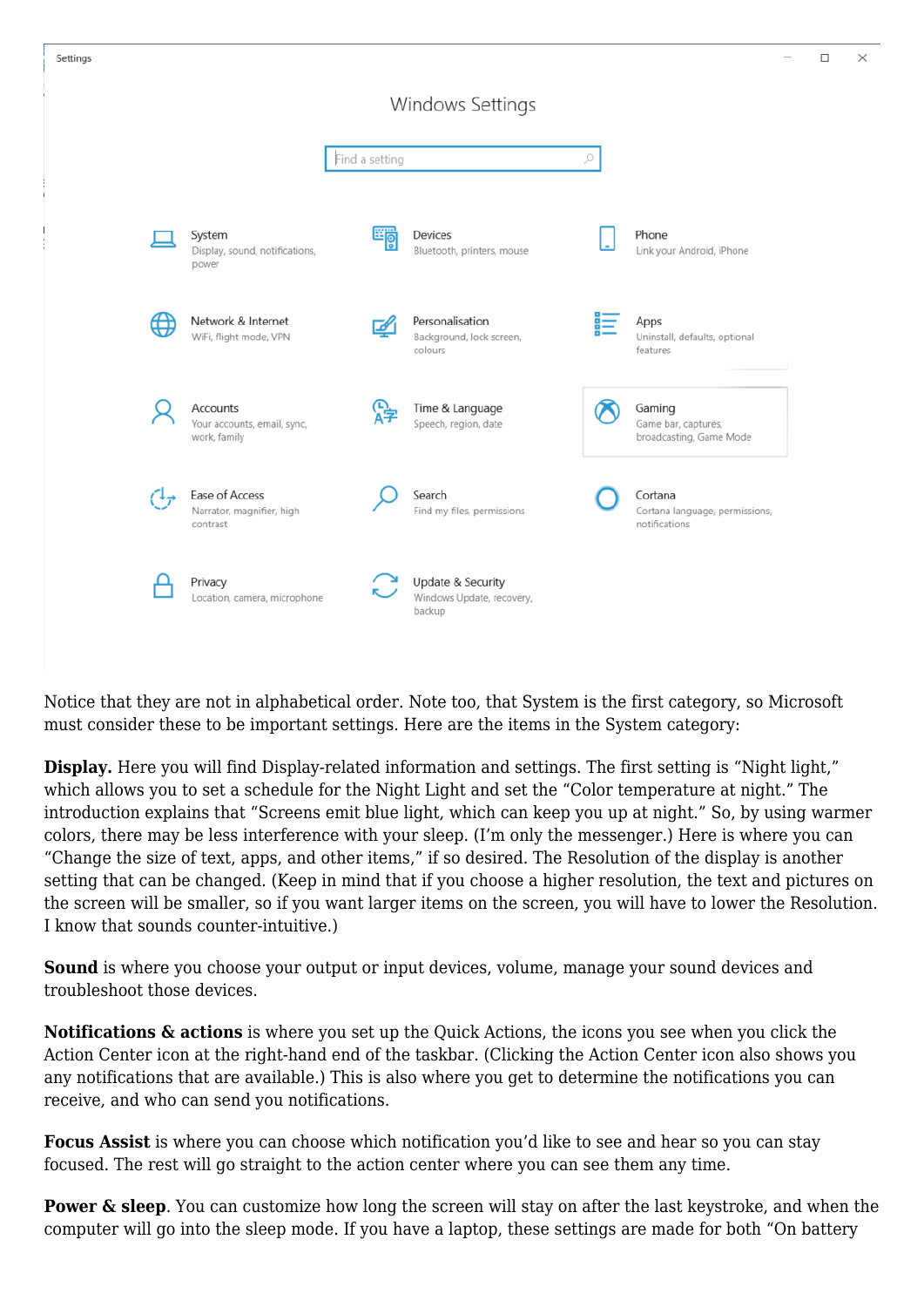Settings

Windows Settings

Find a setting

System
Display, sound, notifications, power

Devices
Bluetooth, printers, mouse

Phone
Link your Android, iPhone

Network & Internet
WiFi, flight mode, VPN

Personalisation
Background, lock screen, colours

Apps
Uninstall, defaults, optional features

Accounts
Your accounts, email, sync, work, family

Time & Language
Speech, region, date

Gaming
Game bar, captures, broadcasting, Game Mode

Ease of Access
Narrator, magnifier, high contrast

Search
Find my files, permissions

Cortana
Cortana language, permissions, notifications

Privacy
Location, camera, microphone

Update & Security
Windows Update, recovery, backup

Notice that they are not in alphabetical order. Note too, that System is the first category, so Microsoft must consider these to be important settings. Here are the items in the System category:

**Display.** Here you will find Display-related information and settings. The first setting is "Night light," which allows you to set a schedule for the Night Light and set the "Color temperature at night." The introduction explains that "Screens emit blue light, which can keep you up at night." So, by using warmer colors, there may be less interference with your sleep. (I'm only the messenger.) Here is where you can "Change the size of text, apps, and other items," if so desired. The Resolution of the display is another setting that can be changed. (Keep in mind that if you choose a higher resolution, the text and pictures on the screen will be smaller, so if you want larger items on the screen, you will have to lower the Resolution. I know that sounds counter-intuitive.)

**Sound** is where you choose your output or input devices, volume, manage your sound devices and troubleshoot those devices.

**Notifications & actions** is where you set up the Quick Actions, the icons you see when you click the Action Center icon at the right-hand end of the taskbar. (Clicking the Action Center icon also shows you any notifications that are available.) This is also where you get to determine the notifications you can receive, and who can send you notifications.

**Focus Assist** is where you can choose which notification you'd like to see and hear so you can stay focused. The rest will go straight to the action center where you can see them any time.

**Power & sleep**. You can customize how long the screen will stay on after the last keystroke, and when the computer will go into the sleep mode. If you have a laptop, these settings are made for both "On battery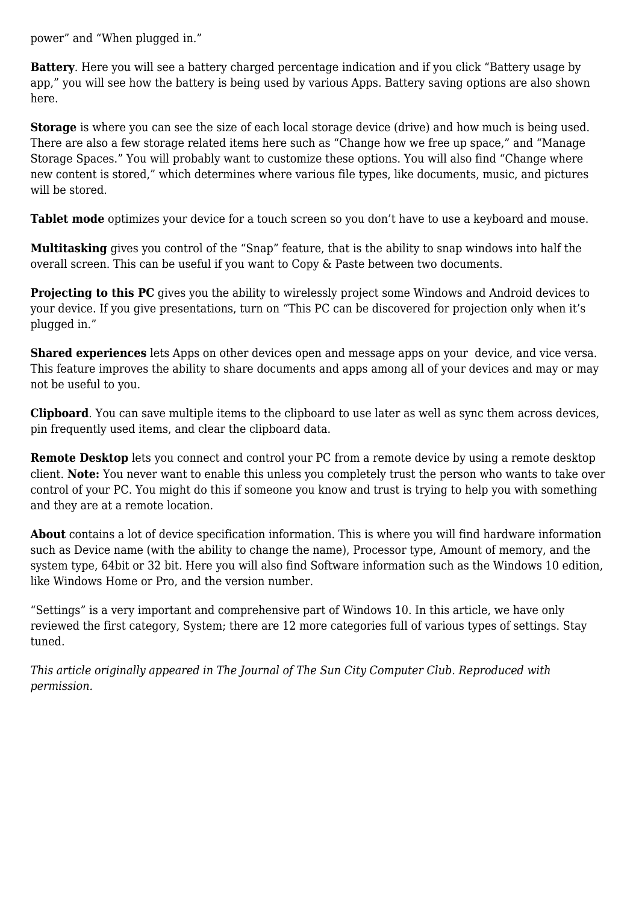power” and “When plugged in.”

**Battery**. Here you will see a battery charged percentage indication and if you click “Battery usage by app,” you will see how the battery is being used by various Apps. Battery saving options are also shown here.

**Storage** is where you can see the size of each local storage device (drive) and how much is being used. There are also a few storage related items here such as “Change how we free up space,” and “Manage Storage Spaces.” You will probably want to customize these options. You will also find “Change where new content is stored,” which determines where various file types, like documents, music, and pictures will be stored.

**Tablet mode** optimizes your device for a touch screen so you don’t have to use a keyboard and mouse.

**Multitasking** gives you control of the “Snap” feature, that is the ability to snap windows into half the overall screen. This can be useful if you want to Copy & Paste between two documents.

**Projecting to this PC** gives you the ability to wirelessly project some Windows and Android devices to your device. If you give presentations, turn on “This PC can be discovered for projection only when it’s plugged in.”

**Shared experiences** lets Apps on other devices open and message apps on your device, and vice versa. This feature improves the ability to share documents and apps among all of your devices and may or may not be useful to you.

**Clipboard**. You can save multiple items to the clipboard to use later as well as sync them across devices, pin frequently used items, and clear the clipboard data.

**Remote Desktop** lets you connect and control your PC from a remote device by using a remote desktop client. **Note:** You never want to enable this unless you completely trust the person who wants to take over control of your PC. You might do this if someone you know and trust is trying to help you with something and they are at a remote location.

**About** contains a lot of device specification information. This is where you will find hardware information such as Device name (with the ability to change the name), Processor type, Amount of memory, and the system type, 64bit or 32 bit. Here you will also find Software information such as the Windows 10 edition, like Windows Home or Pro, and the version number.

“Settings” is a very important and comprehensive part of Windows 10. In this article, we have only reviewed the first category, System; there are 12 more categories full of various types of settings. Stay tuned.

*This article originally appeared in The Journal of The Sun City Computer Club. Reproduced with permission.*